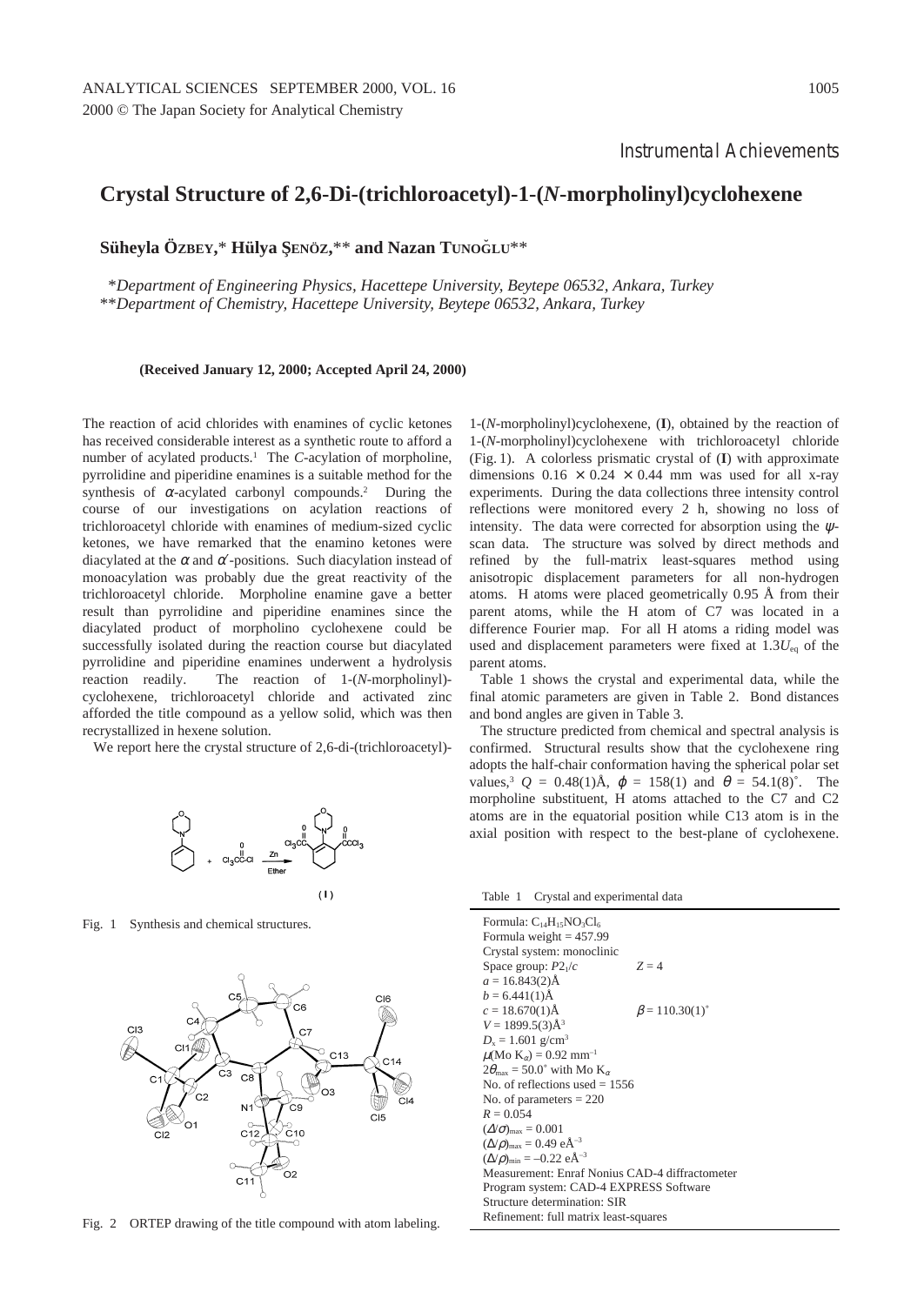*Instrumental Achievements*

# Crystal Structure of 2,6-Di-(trichloroacetyl)-1-(*N*-morpholinyl)cyclohexene

**Süheyla Özbey,\* Hülya Şenöz,\*\* and Nazan Tunoğlu\*\***

*\*Department of Engineering Physics, Hacettepe University, Beytepe 06532, Ankara, Turkey*
*\*\*Department of Chemistry, Hacettepe University, Beytepe 06532, Ankara, Turkey*

**(Received January 12, 2000; Accepted April 24, 2000)**

The reaction of acid chlorides with enamines of cyclic ketones has received considerable interest as a synthetic route to afford a number of acylated products.[1] The *C*-acylation of morpholine, pyrrolidine and piperidine enamines is a suitable method for the synthesis of $\alpha$-acylated carbonyl compounds.[2] During the course of our investigations on acylation reactions of trichloroacetyl chloride with enamines of medium-sized cyclic ketones, we have remarked that the enamino ketones were diacylated at the $\alpha$ and $\alpha'$-positions. Such diacylation instead of monoacylation was probably due the great reactivity of the trichloroacetyl chloride. Morpholine enamine gave a better result than pyrrolidine and piperidine enamines since the diacylated product of morpholino cyclohexene could be successfully isolated during the reaction course but diacylated pyrrolidine and piperidine enamines underwent a hydrolysis reaction readily. The reaction of 1-(*N*-morpholinyl)-cyclohexene, trichloroacetyl chloride and activated zinc afforded the title compound as a yellow solid, which was then recrystallized in hexene solution.

We report here the crystal structure of 2,6-di-(trichloroacetyl)-1-(*N*-morpholinyl)cyclohexene, (**I**), obtained by the reaction of 1-(*N*-morpholinyl)cyclohexene with trichloroacetyl chloride (Fig. 1). A colorless prismatic crystal of (**I**) with approximate dimensions 0.16 × 0.24 × 0.44 mm was used for all x-ray experiments. During the data collections three intensity control reflections were monitored every 2 h, showing no loss of intensity. The data were corrected for absorption using the $\psi$-scan data. The structure was solved by direct methods and refined by the full-matrix least-squares method using anisotropic displacement parameters for all non-hydrogen atoms. H atoms were placed geometrically 0.95 Å from their parent atoms, while the H atom of C7 was located in a difference Fourier map. For all H atoms a riding model was used and displacement parameters were fixed at $1.3U_{eq}$ of the parent atoms.

Table 1 shows the crystal and experimental data, while the final atomic parameters are given in Table 2. Bond distances and bond angles are given in Table 3.

The structure predicted from chemical and spectral analysis is confirmed. Structural results show that the cyclohexene ring adopts the half-chair conformation having the spherical polar set values,[3] $Q$ = 0.48(1)Å, $\varphi$ = 158(1) and $\theta$ = 54.1(8)˚. The morpholine substituent, H atoms attached to the C7 and C2 atoms are in the equatorial position while C13 atom is in the axial position with respect to the best-plane of cyclohexene.

Fig. 1 Synthesis and chemical structures.

Fig. 2 ORTEP drawing of the title compound with atom labeling.

Table 1 Crystal and experimental data

| | |
|---|---|
| Formula: $C_{14}H_{15}NO_3Cl_6$ | |
| Formula weight = 457.99 | |
| Crystal system: monoclinic | |
| Space group: $P2_1/c$ | $Z$ = 4 |
| $a$ = 16.843(2)Å | |
| $b$ = 6.441(1)Å | |
| $c$ = 18.670(1)Å | $\beta$ = 110.30(1)˚ |
| $V$ = 1899.5(3)Å$^3$ | |
| $D_x$ = 1.601 g/cm$^3$ | |
| $\mu$(Mo $K_\alpha$) = 0.92 mm$^{-1}$ | |
| $2\theta_{max}$ = 50.0˚ with Mo $K_\alpha$ | |
| No. of reflections used = 1556 | |
| No. of parameters = 220 | |
| $R$ = 0.054 | |
| $(\Delta/\sigma)_{max}$ = 0.001 | |
| $(\Delta/\rho)_{max}$ = 0.49 eÅ$^{-3}$ | |
| $(\Delta/\rho)_{min}$ = –0.22 eÅ$^{-3}$ | |
| Measurement: Enraf Nonius CAD-4 diffractometer | |
| Program system: CAD-4 EXPRESS Software | |
| Structure determination: SIR | |
| Refinement: full matrix least-squares | |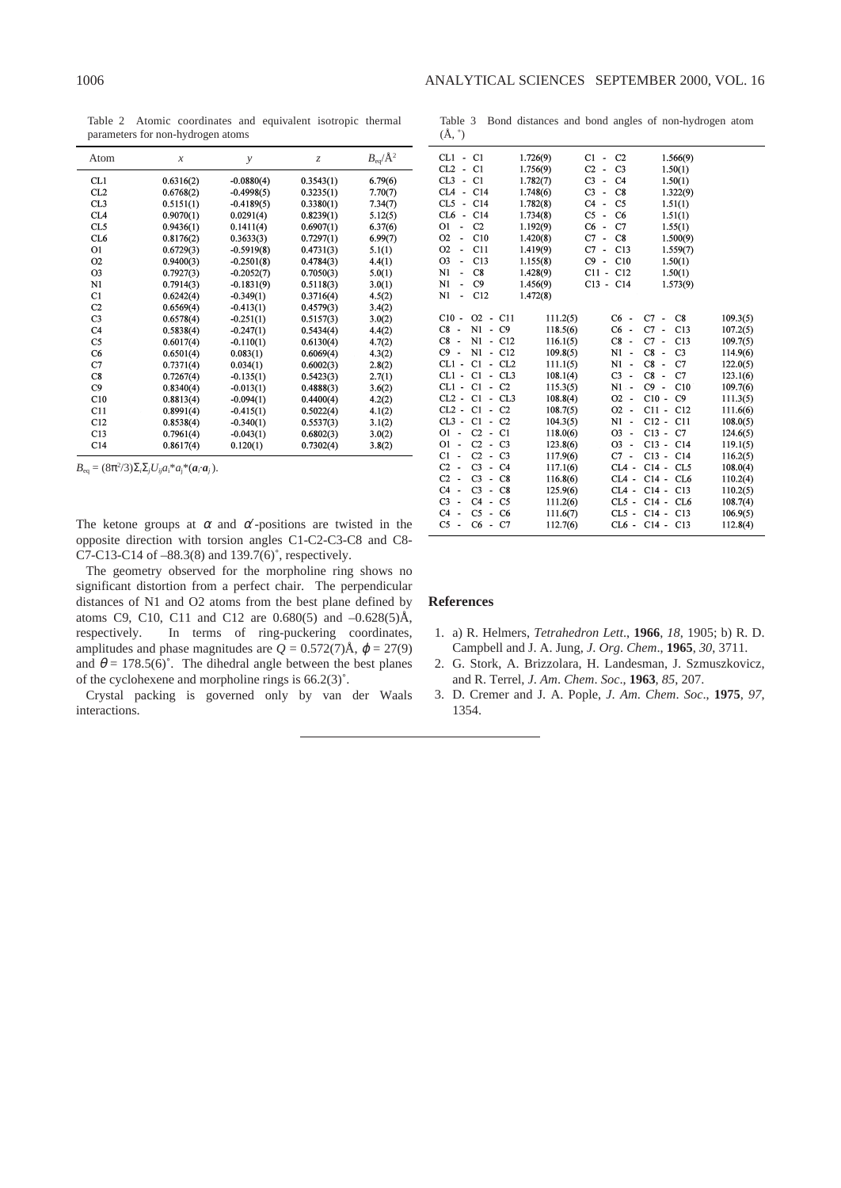Table 2 Atomic coordinates and equivalent isotropic thermal parameters for non-hydrogen atoms

| Atom | $x$ | $y$ | $z$ | $B_{eq}$/Å$^2$ |
|---|---|---|---|---|
| CL1 | 0.6316(2) | -0.0880(4) | 0.3543(1) | 6.79(6) |
| CL2 | 0.6768(2) | -0.4998(5) | 0.3235(1) | 7.70(7) |
| CL3 | 0.5151(1) | -0.4189(5) | 0.3380(1) | 7.34(7) |
| CL4 | 0.9070(1) | 0.0291(4) | 0.8239(1) | 5.12(5) |
| CL5 | 0.9436(1) | 0.1411(4) | 0.6907(1) | 6.37(6) |
| CL6 | 0.8176(2) | 0.3633(3) | 0.7297(1) | 6.99(7) |
| O1 | 0.6729(3) | -0.5919(8) | 0.4731(3) | 5.1(1) |
| O2 | 0.9400(3) | -0.2501(8) | 0.4784(3) | 4.4(1) |
| O3 | 0.7927(3) | -0.2052(7) | 0.7050(3) | 5.0(1) |
| N1 | 0.7914(3) | -0.1831(9) | 0.5118(3) | 3.0(1) |
| C1 | 0.6242(4) | -0.349(1) | 0.3716(4) | 4.5(2) |
| C2 | 0.6569(4) | -0.413(1) | 0.4579(3) | 3.4(2) |
| C3 | 0.6578(4) | -0.251(1) | 0.5157(3) | 3.0(2) |
| C4 | 0.5838(4) | -0.247(1) | 0.5434(4) | 4.4(2) |
| C5 | 0.6017(4) | -0.110(1) | 0.6130(4) | 4.7(2) |
| C6 | 0.6501(4) | 0.083(1) | 0.6069(4) | 4.3(2) |
| C7 | 0.7371(4) | 0.034(1) | 0.6002(3) | 2.8(2) |
| C8 | 0.7267(4) | -0.135(1) | 0.5423(3) | 2.7(1) |
| C9 | 0.8340(4) | -0.013(1) | 0.4888(3) | 3.6(2) |
| C10 | 0.8813(4) | -0.094(1) | 0.4400(4) | 4.2(2) |
| C11 | 0.8991(4) | -0.415(1) | 0.5022(4) | 4.1(2) |
| C12 | 0.8538(4) | -0.340(1) | 0.5537(3) | 3.1(2) |
| C13 | 0.7961(4) | -0.043(1) | 0.6802(3) | 3.0(2) |
| C14 | 0.8617(4) | 0.120(1) | 0.7302(4) | 3.8(2) |

$B_{eq} = (8\pi^2/3)\Sigma_i\Sigma_j U_{ij} a_i^* a_j^* (\boldsymbol{a}_i \cdot \boldsymbol{a}_j)$.

The ketone groups at $\alpha$ and $\alpha'$-positions are twisted in the opposite direction with torsion angles C1-C2-C3-C8 and C8-C7-C13-C14 of –88.3(8) and 139.7(6)˚, respectively.

The geometry observed for the morpholine ring shows no significant distortion from a perfect chair. The perpendicular distances of N1 and O2 atoms from the best plane defined by atoms C9, C10, C11 and C12 are 0.680(5) and –0.628(5)Å, respectively. In terms of ring-puckering coordinates, amplitudes and phase magnitudes are $Q$ = 0.572(7)Å, $\varphi$ = 27(9) and $\theta$ = 178.5(6)˚. The dihedral angle between the best planes of the cyclohexene and morpholine rings is 66.2(3)˚.

Crystal packing is governed only by van der Waals interactions.

Table 3 Bond distances and bond angles of non-hydrogen atom (Å, ˚)

| Bond | Distance | Bond | Distance |
|---|---|---|---|
| CL1 - C1 | 1.726(9) | C1 - C2 | 1.566(9) |
| CL2 - C1 | 1.756(9) | C2 - C3 | 1.50(1) |
| CL3 - C1 | 1.782(7) | C3 - C4 | 1.50(1) |
| CL4 - C14 | 1.748(6) | C3 - C8 | 1.322(9) |
| CL5 - C14 | 1.782(8) | C4 - C5 | 1.51(1) |
| CL6 - C14 | 1.734(8) | C5 - C6 | 1.51(1) |
| O1 - C2 | 1.192(9) | C6 - C7 | 1.55(1) |
| O2 - C10 | 1.420(8) | C7 - C8 | 1.500(9) |
| O2 - C11 | 1.419(9) | C7 - C13 | 1.559(7) |
| O3 - C13 | 1.155(8) | C9 - C10 | 1.50(1) |
| N1 - C8 | 1.428(9) | C11 - C12 | 1.50(1) |
| N1 - C9 | 1.456(9) | C13 - C14 | 1.573(9) |
| N1 - C12 | 1.472(8) | | |

| Angle | Value | Angle | Value |
|---|---|---|---|
| C10 - O2 - C11 | 111.2(5) | C6 - C7 - C8 | 109.3(5) |
| C8 - N1 - C9 | 118.5(6) | C6 - C7 - C13 | 107.2(5) |
| C8 - N1 - C12 | 116.1(5) | C8 - C7 - C13 | 109.7(5) |
| C9 - N1 - C12 | 109.8(5) | N1 - C8 - C3 | 114.9(6) |
| CL1 - C1 - CL2 | 111.1(5) | N1 - C8 - C7 | 122.0(5) |
| CL1 - C1 - CL3 | 108.1(4) | C3 - C8 - C7 | 123.1(6) |
| CL1 - C1 - C2 | 115.3(5) | N1 - C9 - C10 | 109.7(6) |
| CL2 - C1 - CL3 | 108.8(4) | O2 - C10 - C9 | 111.3(5) |
| CL2 - C1 - C2 | 108.7(5) | O2 - C11 - C12 | 111.6(6) |
| CL3 - C1 - C2 | 104.3(5) | N1 - C12 - C11 | 108.0(5) |
| O1 - C2 - C1 | 118.0(6) | O3 - C13 - C7 | 124.6(5) |
| O1 - C2 - C3 | 123.8(6) | O3 - C13 - C14 | 119.1(5) |
| C1 - C2 - C3 | 117.9(6) | C7 - C13 - C14 | 116.2(5) |
| C2 - C3 - C4 | 117.1(6) | CL4 - C14 - CL5 | 108.0(4) |
| C2 - C3 - C8 | 116.8(6) | CL4 - C14 - CL6 | 110.2(4) |
| C4 - C3 - C8 | 125.9(6) | CL4 - C14 - C13 | 110.2(5) |
| C3 - C4 - C5 | 111.2(6) | CL5 - C14 - CL6 | 108.7(4) |
| C4 - C5 - C6 | 111.6(7) | CL5 - C14 - C13 | 106.9(5) |
| C5 - C6 - C7 | 112.7(6) | CL6 - C14 - C13 | 112.8(4) |

## References

1. a) R. Helmers, *Tetrahedron Lett.*, **1966**, *18*, 1905; b) R. D. Campbell and J. A. Jung, *J. Org. Chem.*, **1965**, *30*, 3711.
2. G. Stork, A. Brizzolara, H. Landesman, J. Szmuszkovicz, and R. Terrel, *J. Am. Chem. Soc.*, **1963**, *85*, 207.
3. D. Cremer and J. A. Pople, *J. Am. Chem. Soc.*, **1975**, *97*, 1354.